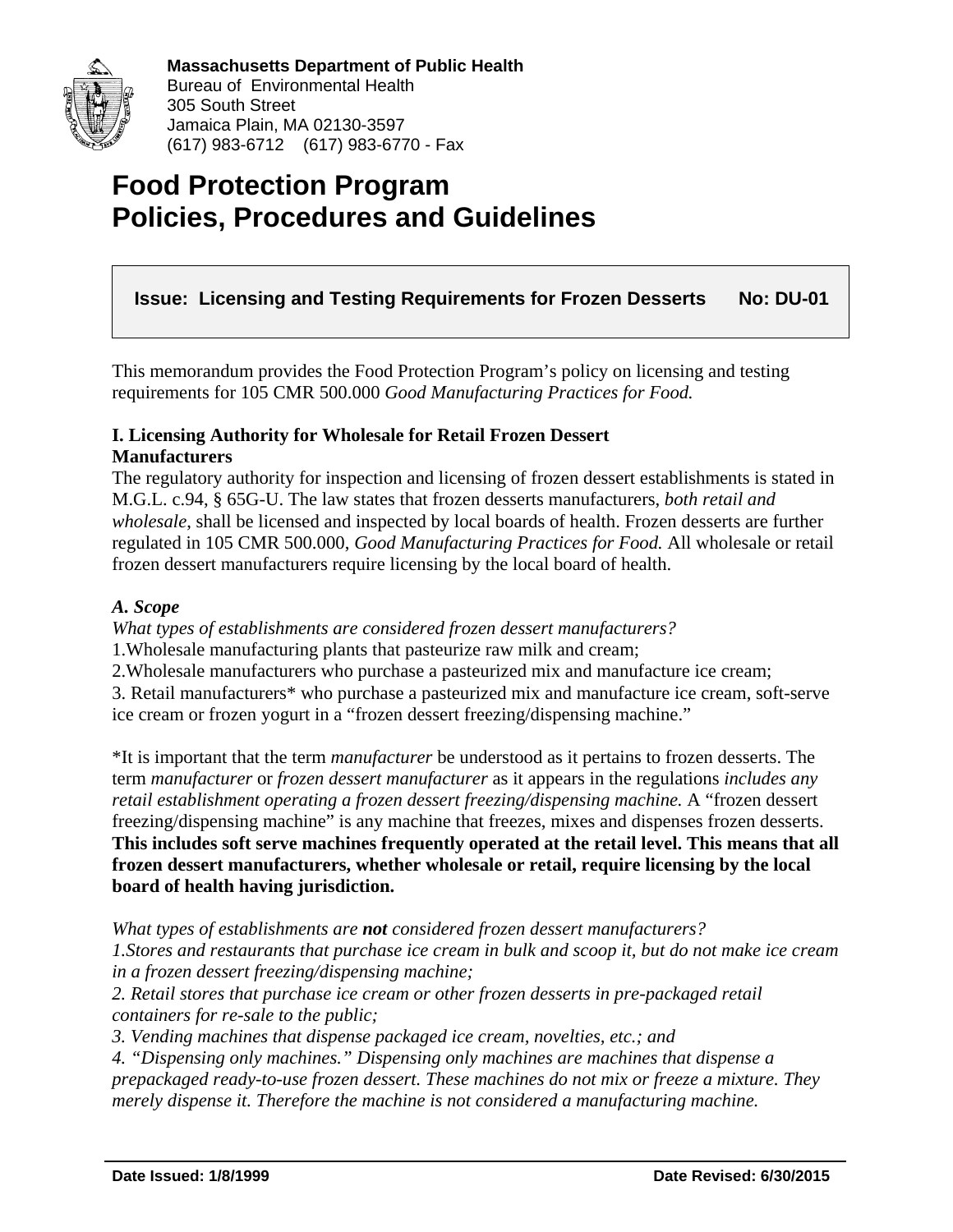**Massachusetts Department of Public Health**
Bureau of Environmental Health
305 South Street
Jamaica Plain, MA 02130-3597
(617) 983-6712 (617) 983-6770 - Fax

# Food Protection Program
# Policies, Procedures and Guidelines

**Issue: Licensing and Testing Requirements for Frozen Desserts No: DU-01**

This memorandum provides the Food Protection Program's policy on licensing and testing requirements for 105 CMR 500.000 *Good Manufacturing Practices for Food.*

### I. Licensing Authority for Wholesale for Retail Frozen Dessert Manufacturers

The regulatory authority for inspection and licensing of frozen dessert establishments is stated in M.G.L. c.94, § 65G-U. The law states that frozen desserts manufacturers, *both retail and wholesale*, shall be licensed and inspected by local boards of health. Frozen desserts are further regulated in 105 CMR 500.000, *Good Manufacturing Practices for Food.* All wholesale or retail frozen dessert manufacturers require licensing by the local board of health.

#### *A. Scope*

*What types of establishments are considered frozen dessert manufacturers?*

1. Wholesale manufacturing plants that pasteurize raw milk and cream;
2. Wholesale manufacturers who purchase a pasteurized mix and manufacture ice cream;
3. Retail manufacturers* who purchase a pasteurized mix and manufacture ice cream, soft-serve ice cream or frozen yogurt in a "frozen dessert freezing/dispensing machine."

*It is important that the term *manufacturer* be understood as it pertains to frozen desserts. The term *manufacturer* or *frozen dessert manufacturer* as it appears in the regulations *includes any retail establishment operating a frozen dessert freezing/dispensing machine.* A "frozen dessert freezing/dispensing machine" is any machine that freezes, mixes and dispenses frozen desserts. **This includes soft serve machines frequently operated at the retail level. This means that all frozen dessert manufacturers, whether wholesale or retail, require licensing by the local board of health having jurisdiction.**

*What types of establishments are **not** considered frozen dessert manufacturers?*

*1. Stores and restaurants that purchase ice cream in bulk and scoop it, but do not make ice cream in a frozen dessert freezing/dispensing machine;*

*2. Retail stores that purchase ice cream or other frozen desserts in pre-packaged retail containers for re-sale to the public;*

*3. Vending machines that dispense packaged ice cream, novelties, etc.; and*

*4. "Dispensing only machines." Dispensing only machines are machines that dispense a prepackaged ready-to-use frozen dessert. These machines do not mix or freeze a mixture. They merely dispense it. Therefore the machine is not considered a manufacturing machine.*

**Date Issued: 1/8/1999** **Date Revised: 6/30/2015**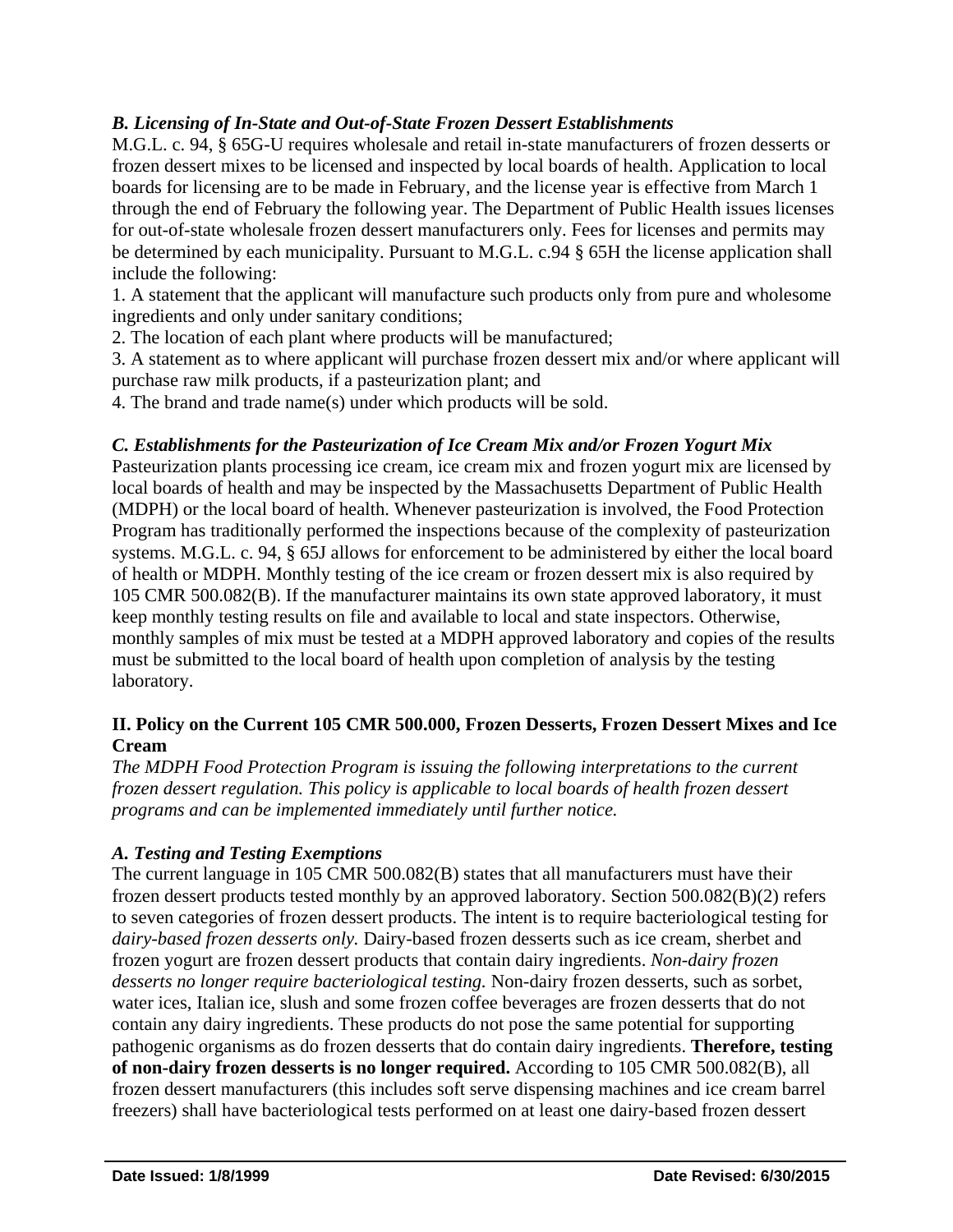*B. Licensing of In-State and Out-of-State Frozen Dessert Establishments*

M.G.L. c. 94, § 65G-U requires wholesale and retail in-state manufacturers of frozen desserts or frozen dessert mixes to be licensed and inspected by local boards of health. Application to local boards for licensing are to be made in February, and the license year is effective from March 1 through the end of February the following year. The Department of Public Health issues licenses for out-of-state wholesale frozen dessert manufacturers only. Fees for licenses and permits may be determined by each municipality. Pursuant to M.G.L. c.94 § 65H the license application shall include the following:

1. A statement that the applicant will manufacture such products only from pure and wholesome ingredients and only under sanitary conditions;
2. The location of each plant where products will be manufactured;
3. A statement as to where applicant will purchase frozen dessert mix and/or where applicant will purchase raw milk products, if a pasteurization plant; and
4. The brand and trade name(s) under which products will be sold.

*C. Establishments for the Pasteurization of Ice Cream Mix and/or Frozen Yogurt Mix*

Pasteurization plants processing ice cream, ice cream mix and frozen yogurt mix are licensed by local boards of health and may be inspected by the Massachusetts Department of Public Health (MDPH) or the local board of health. Whenever pasteurization is involved, the Food Protection Program has traditionally performed the inspections because of the complexity of pasteurization systems. M.G.L. c. 94, § 65J allows for enforcement to be administered by either the local board of health or MDPH. Monthly testing of the ice cream or frozen dessert mix is also required by 105 CMR 500.082(B). If the manufacturer maintains its own state approved laboratory, it must keep monthly testing results on file and available to local and state inspectors. Otherwise, monthly samples of mix must be tested at a MDPH approved laboratory and copies of the results must be submitted to the local board of health upon completion of analysis by the testing laboratory.

## II. Policy on the Current 105 CMR 500.000, Frozen Desserts, Frozen Dessert Mixes and Ice Cream

*The MDPH Food Protection Program is issuing the following interpretations to the current frozen dessert regulation. This policy is applicable to local boards of health frozen dessert programs and can be implemented immediately until further notice.*

*A. Testing and Testing Exemptions*

The current language in 105 CMR 500.082(B) states that all manufacturers must have their frozen dessert products tested monthly by an approved laboratory. Section 500.082(B)(2) refers to seven categories of frozen dessert products. The intent is to require bacteriological testing for *dairy-based frozen desserts only.* Dairy-based frozen desserts such as ice cream, sherbet and frozen yogurt are frozen dessert products that contain dairy ingredients. *Non-dairy frozen desserts no longer require bacteriological testing.* Non-dairy frozen desserts, such as sorbet, water ices, Italian ice, slush and some frozen coffee beverages are frozen desserts that do not contain any dairy ingredients. These products do not pose the same potential for supporting pathogenic organisms as do frozen desserts that do contain dairy ingredients. **Therefore, testing of non-dairy frozen desserts is no longer required.** According to 105 CMR 500.082(B), all frozen dessert manufacturers (this includes soft serve dispensing machines and ice cream barrel freezers) shall have bacteriological tests performed on at least one dairy-based frozen dessert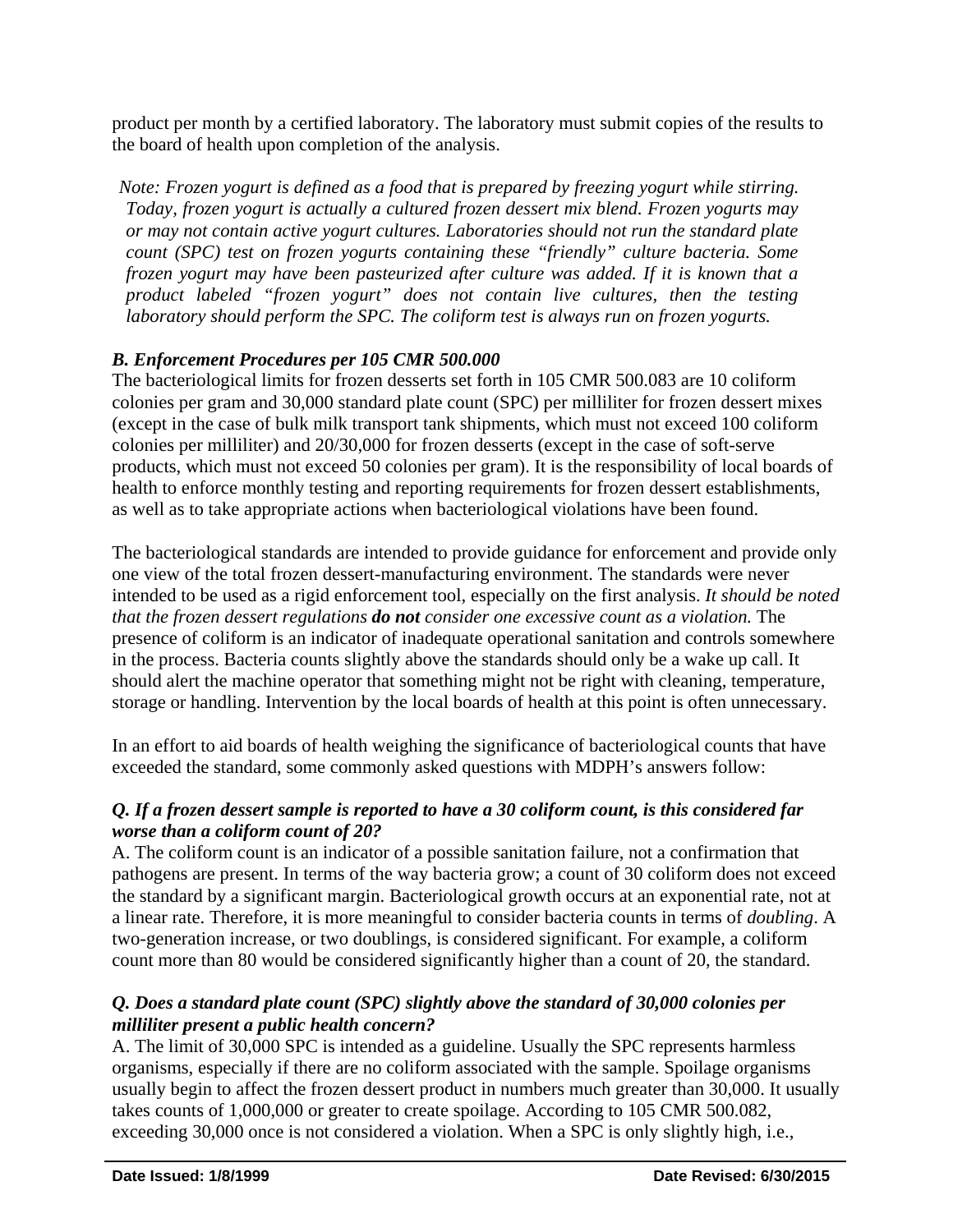product per month by a certified laboratory. The laboratory must submit copies of the results to the board of health upon completion of the analysis.

*Note: Frozen yogurt is defined as a food that is prepared by freezing yogurt while stirring. Today, frozen yogurt is actually a cultured frozen dessert mix blend. Frozen yogurts may or may not contain active yogurt cultures. Laboratories should not run the standard plate count (SPC) test on frozen yogurts containing these "friendly" culture bacteria. Some frozen yogurt may have been pasteurized after culture was added. If it is known that a product labeled "frozen yogurt" does not contain live cultures, then the testing laboratory should perform the SPC. The coliform test is always run on frozen yogurts.*

### *B. Enforcement Procedures per 105 CMR 500.000*

The bacteriological limits for frozen desserts set forth in 105 CMR 500.083 are 10 coliform colonies per gram and 30,000 standard plate count (SPC) per milliliter for frozen dessert mixes (except in the case of bulk milk transport tank shipments, which must not exceed 100 coliform colonies per milliliter) and 20/30,000 for frozen desserts (except in the case of soft-serve products, which must not exceed 50 colonies per gram). It is the responsibility of local boards of health to enforce monthly testing and reporting requirements for frozen dessert establishments, as well as to take appropriate actions when bacteriological violations have been found.

The bacteriological standards are intended to provide guidance for enforcement and provide only one view of the total frozen dessert-manufacturing environment. The standards were never intended to be used as a rigid enforcement tool, especially on the first analysis. *It should be noted that the frozen dessert regulations* ***do not*** *consider one excessive count as a violation.* The presence of coliform is an indicator of inadequate operational sanitation and controls somewhere in the process. Bacteria counts slightly above the standards should only be a wake up call. It should alert the machine operator that something might not be right with cleaning, temperature, storage or handling. Intervention by the local boards of health at this point is often unnecessary.

In an effort to aid boards of health weighing the significance of bacteriological counts that have exceeded the standard, some commonly asked questions with MDPH's answers follow:

***Q. If a frozen dessert sample is reported to have a 30 coliform count, is this considered far worse than a coliform count of 20?***

A. The coliform count is an indicator of a possible sanitation failure, not a confirmation that pathogens are present. In terms of the way bacteria grow; a count of 30 coliform does not exceed the standard by a significant margin. Bacteriological growth occurs at an exponential rate, not at a linear rate. Therefore, it is more meaningful to consider bacteria counts in terms of *doubling*. A two-generation increase, or two doublings, is considered significant. For example, a coliform count more than 80 would be considered significantly higher than a count of 20, the standard.

***Q. Does a standard plate count (SPC) slightly above the standard of 30,000 colonies per milliliter present a public health concern?***

A. The limit of 30,000 SPC is intended as a guideline. Usually the SPC represents harmless organisms, especially if there are no coliform associated with the sample. Spoilage organisms usually begin to affect the frozen dessert product in numbers much greater than 30,000. It usually takes counts of 1,000,000 or greater to create spoilage. According to 105 CMR 500.082, exceeding 30,000 once is not considered a violation. When a SPC is only slightly high, i.e.,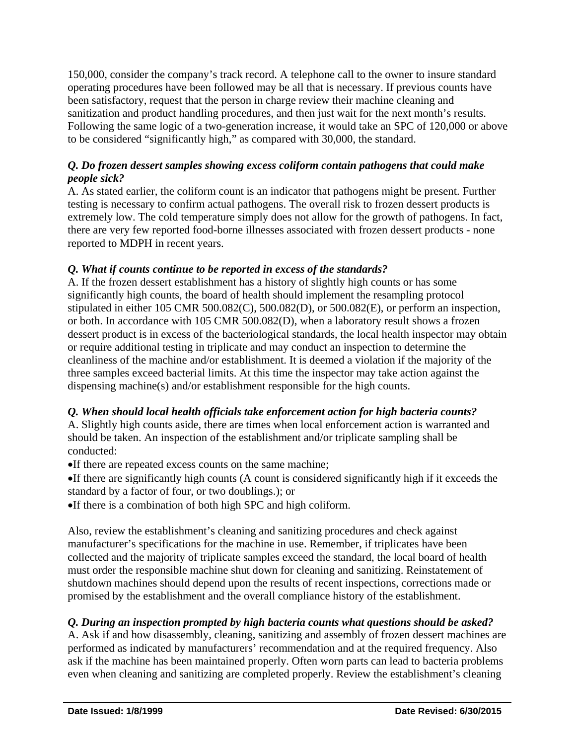150,000, consider the company's track record. A telephone call to the owner to insure standard operating procedures have been followed may be all that is necessary. If previous counts have been satisfactory, request that the person in charge review their machine cleaning and sanitization and product handling procedures, and then just wait for the next month's results. Following the same logic of a two-generation increase, it would take an SPC of 120,000 or above to be considered "significantly high," as compared with 30,000, the standard.

***Q. Do frozen dessert samples showing excess coliform contain pathogens that could make people sick?***

A. As stated earlier, the coliform count is an indicator that pathogens might be present. Further testing is necessary to confirm actual pathogens. The overall risk to frozen dessert products is extremely low. The cold temperature simply does not allow for the growth of pathogens. In fact, there are very few reported food-borne illnesses associated with frozen dessert products - none reported to MDPH in recent years.

***Q. What if counts continue to be reported in excess of the standards?***

A. If the frozen dessert establishment has a history of slightly high counts or has some significantly high counts, the board of health should implement the resampling protocol stipulated in either 105 CMR 500.082(C), 500.082(D), or 500.082(E), or perform an inspection, or both. In accordance with 105 CMR 500.082(D), when a laboratory result shows a frozen dessert product is in excess of the bacteriological standards, the local health inspector may obtain or require additional testing in triplicate and may conduct an inspection to determine the cleanliness of the machine and/or establishment. It is deemed a violation if the majority of the three samples exceed bacterial limits. At this time the inspector may take action against the dispensing machine(s) and/or establishment responsible for the high counts.

***Q. When should local health officials take enforcement action for high bacteria counts?***

A. Slightly high counts aside, there are times when local enforcement action is warranted and should be taken. An inspection of the establishment and/or triplicate sampling shall be conducted:

- If there are repeated excess counts on the same machine;
- If there are significantly high counts (A count is considered significantly high if it exceeds the standard by a factor of four, or two doublings.); or
- If there is a combination of both high SPC and high coliform.

Also, review the establishment's cleaning and sanitizing procedures and check against manufacturer's specifications for the machine in use. Remember, if triplicates have been collected and the majority of triplicate samples exceed the standard, the local board of health must order the responsible machine shut down for cleaning and sanitizing. Reinstatement of shutdown machines should depend upon the results of recent inspections, corrections made or promised by the establishment and the overall compliance history of the establishment.

***Q. During an inspection prompted by high bacteria counts what questions should be asked?***

A. Ask if and how disassembly, cleaning, sanitizing and assembly of frozen dessert machines are performed as indicated by manufacturers' recommendation and at the required frequency. Also ask if the machine has been maintained properly. Often worn parts can lead to bacteria problems even when cleaning and sanitizing are completed properly. Review the establishment's cleaning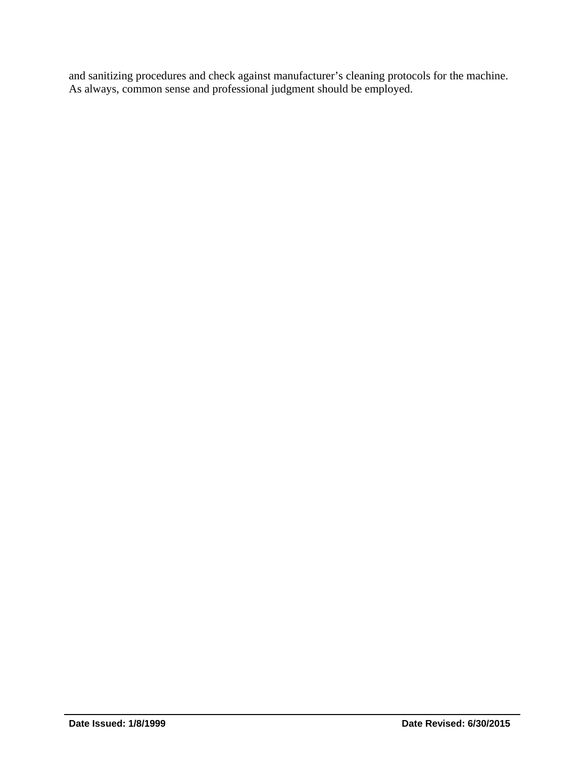and sanitizing procedures and check against manufacturer's cleaning protocols for the machine. As always, common sense and professional judgment should be employed.